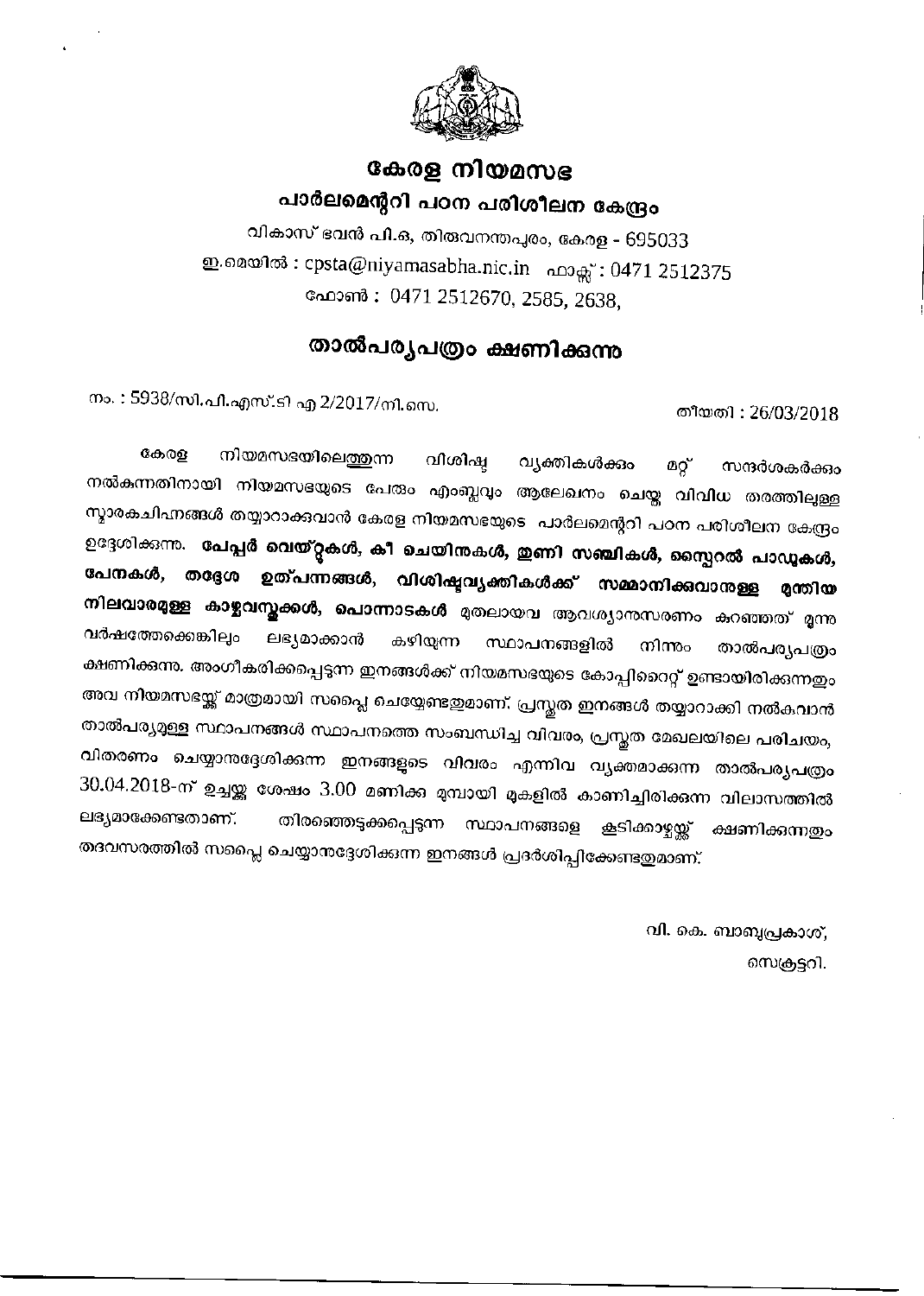# കേരള നിയമസഭ

## പാർലമെന്ററി പഠന പരിശീലന കേന്ദ്രം

വികാസ് ഭവൻ പി.ഒ, തിരുവനന്തപുരം, കേരള - 695033

ഇ.മെയിൽ : cpsta@niyamasabha.nic.in ഫാക്സ് : 0471 2512375

ഫോൺ : 0471 2512670, 2585, 2638,

## താൽപര്യപത്രം ക്ഷണിക്കുന്നു

നം. : 5938/സി.പി.എസ്.ടി എ 2/2017/നി.സെ.

തീയതി : 26/03/2018

കേരള നിയമസഭയിലെത്തുന്ന വിശിഷ്ട വ്യക്തികൾക്കും മറ്റ് സന്ദർശകർക്കും നൽകുന്നതിനായി നിയമസഭയുടെ പേരും എംബ്ലവും ആലേഖനം ചെയ്ത വിവിധ തരത്തിലുള്ള സ്മാരകചിഹ്നങ്ങൾ തയ്യാറാക്കുവാൻ കേരള നിയമസഭയുടെ പാർലമെന്ററി പഠന പരിശീലന കേന്ദ്രം ഉദ്ദേശിക്കുന്നു. **പേപ്പർ വെയ്റ്റുകൾ, കീ ചെയിനുകൾ, തുണി സഞ്ചികൾ, സ്പൈറൽ പാഡുകൾ, പേനകൾ, തദ്ദേശ ഉത്പന്നങ്ങൾ, വിശിഷ്ടവ്യക്തികൾക്ക് സമ്മാനിക്കുവാനുള്ള മുന്തിയ നിലവാരമുള്ള കാഴ്ചവസ്തുക്കൾ, പൊന്നാടകൾ** മുതലായവ ആവശ്യാനുസരണം കുറഞ്ഞത് മൂന്നു വർഷത്തേക്കെങ്കിലും ലഭ്യമാക്കാൻ കഴിയുന്ന സ്ഥാപനങ്ങളിൽ നിന്നും താൽപര്യപത്രം ക്ഷണിക്കുന്നു. അംഗീകരിക്കപ്പെടുന്ന ഇനങ്ങൾക്ക് നിയമസഭയുടെ കോപ്പിറൈറ്റ് ഉണ്ടായിരിക്കുന്നതും അവ നിയമസഭയ്ക്ക് മാത്രമായി സപ്ലൈ ചെയ്യേണ്ടതുമാണ്. പ്രസ്തുത ഇനങ്ങൾ തയ്യാറാക്കി നൽകുവാൻ താൽപര്യമുള്ള സ്ഥാപനങ്ങൾ സ്ഥാപനത്തെ സംബന്ധിച്ച വിവരം, പ്രസ്തുത മേഖലയിലെ പരിചയം, വിതരണം ചെയ്യാനുദ്ദേശിക്കുന്ന ഇനങ്ങളുടെ വിവരം എന്നിവ വ്യക്തമാക്കുന്ന താൽപര്യപത്രം 30.04.2018-ന് ഉച്ചയ്ക്ക് ശേഷം 3.00 മണിക്ക് മുമ്പായി മുകളിൽ കാണിച്ചിരിക്കുന്ന വിലാസത്തിൽ ലഭ്യമാക്കേണ്ടതാണ്. തിരഞ്ഞെടുക്കപ്പെടുന്ന സ്ഥാപനങ്ങളെ കൂടിക്കാഴ്ചയ്ക്ക് ക്ഷണിക്കുന്നതും തദവസരത്തിൽ സപ്ലൈ ചെയ്യാനുദ്ദേശിക്കുന്ന ഇനങ്ങൾ പ്രദർശിപ്പിക്കേണ്ടതുമാണ്.

വി. കെ. ബാബുപ്രകാശ്,

സെക്രട്ടറി.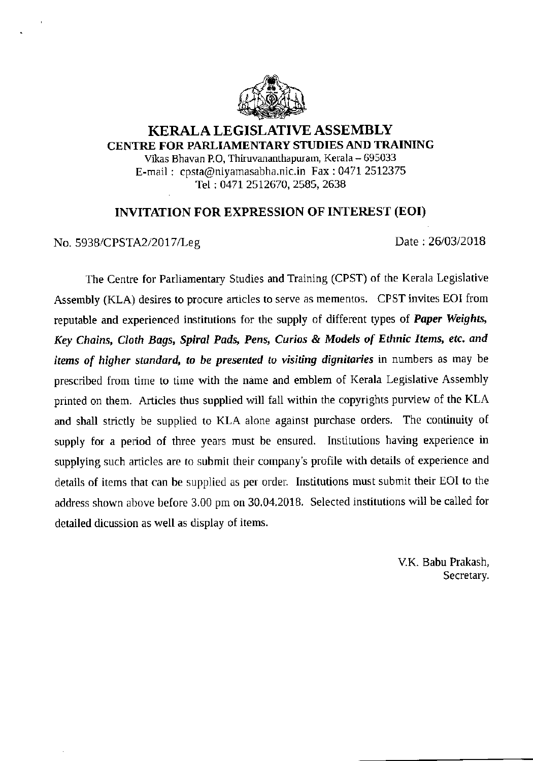# KERALA LEGISLATIVE ASSEMBLY

## CENTRE FOR PARLIAMENTARY STUDIES AND TRAINING

Vikas Bhavan P.O, Thiruvananthapuram, Kerala – 695033
E-mail : cpsta@niyamasabha.nic.in Fax : 0471 2512375
Tel : 0471 2512670, 2585, 2638

## INVITATION FOR EXPRESSION OF INTEREST (EOI)

No. 5938/CPSTA2/2017/Leg Date : 26/03/2018

The Centre for Parliamentary Studies and Training (CPST) of the Kerala Legislative Assembly (KLA) desires to procure articles to serve as mementos. CPST invites EOI from reputable and experienced institutions for the supply of different types of ***Paper Weights, Key Chains, Cloth Bags, Spiral Pads, Pens, Curios & Models of Ethnic Items, etc. and items of higher standard, to be presented to visiting dignitaries*** in numbers as may be prescribed from time to time with the name and emblem of Kerala Legislative Assembly printed on them. Articles thus supplied will fall within the copyrights purview of the KLA and shall strictly be supplied to KLA alone against purchase orders. The continuity of supply for a period of three years must be ensured. Institutions having experience in supplying such articles are to submit their company's profile with details of experience and details of items that can be supplied as per order. Institutions must submit their EOI to the address shown above before 3.00 pm on 30.04.2018. Selected institutions will be called for detailed dicussion as well as display of items.

V.K. Babu Prakash,
Secretary.